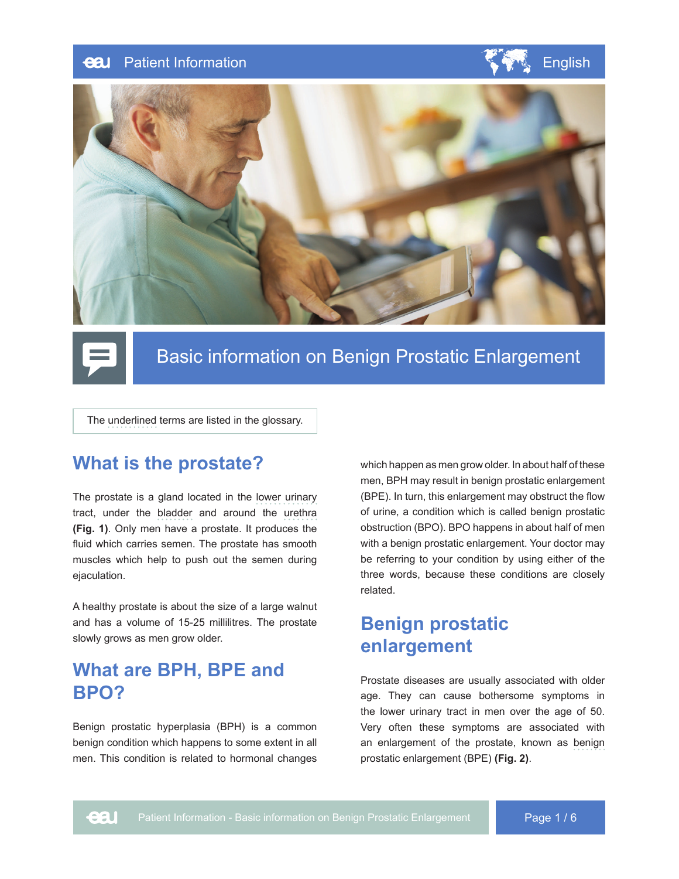# Basic information on Benign Prostatic Enlargement

The underlined terms are listed in the glossary.

## What is the prostate?

The prostate is a gland located in the lower urinary tract, under the bladder and around the urethra **(Fig. 1)**. Only men have a prostate. It produces the fluid which carries semen. The prostate has smooth muscles which help to push out the semen during ejaculation.

A healthy prostate is about the size of a large walnut and has a volume of 15-25 millilitres. The prostate slowly grows as men grow older.

## What are BPH, BPE and BPO?

Benign prostatic hyperplasia (BPH) is a common benign condition which happens to some extent in all men. This condition is related to hormonal changes which happen as men grow older. In about half of these men, BPH may result in benign prostatic enlargement (BPE). In turn, this enlargement may obstruct the flow of urine, a condition which is called benign prostatic obstruction (BPO). BPO happens in about half of men with a benign prostatic enlargement. Your doctor may be referring to your condition by using either of the three words, because these conditions are closely related.

## Benign prostatic enlargement

Prostate diseases are usually associated with older age. They can cause bothersome symptoms in the lower urinary tract in men over the age of 50. Very often these symptoms are associated with an enlargement of the prostate, known as benign prostatic enlargement (BPE) **(Fig. 2)**.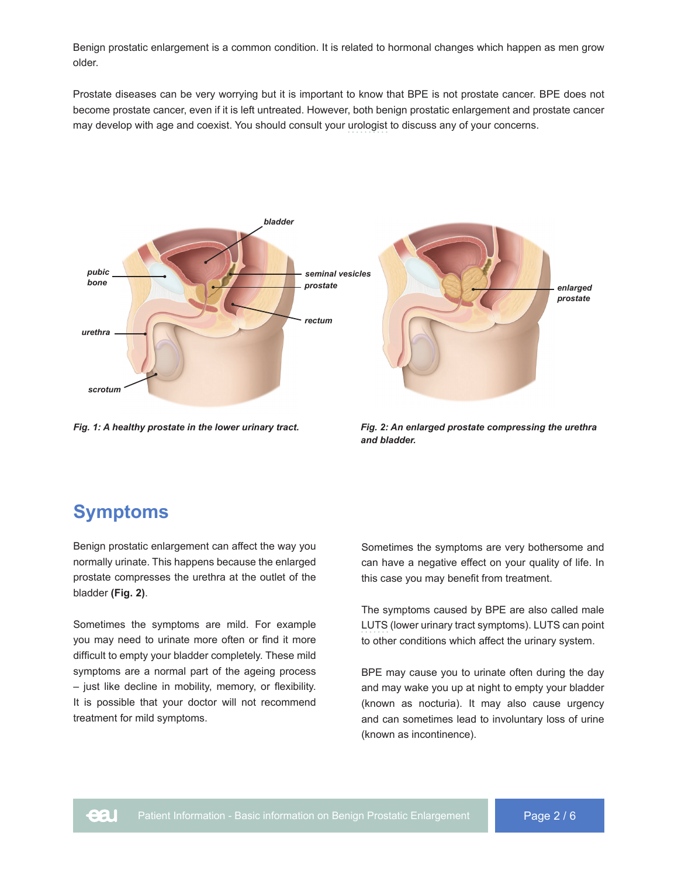Benign prostatic enlargement is a common condition. It is related to hormonal changes which happen as men grow older.

Prostate diseases can be very worrying but it is important to know that BPE is not prostate cancer. BPE does not become prostate cancer, even if it is left untreated. However, both benign prostatic enlargement and prostate cancer may develop with age and coexist. You should consult your urologist to discuss any of your concerns.

*Fig. 1: A healthy prostate in the lower urinary tract.*

*Fig. 2: An enlarged prostate compressing the urethra and bladder.*

## Symptoms

Benign prostatic enlargement can affect the way you normally urinate. This happens because the enlarged prostate compresses the urethra at the outlet of the bladder **(Fig. 2)**.

Sometimes the symptoms are mild. For example you may need to urinate more often or find it more difficult to empty your bladder completely. These mild symptoms are a normal part of the ageing process – just like decline in mobility, memory, or flexibility. It is possible that your doctor will not recommend treatment for mild symptoms.

Sometimes the symptoms are very bothersome and can have a negative effect on your quality of life. In this case you may benefit from treatment.

The symptoms caused by BPE are also called male LUTS (lower urinary tract symptoms). LUTS can point to other conditions which affect the urinary system.

BPE may cause you to urinate often during the day and may wake you up at night to empty your bladder (known as nocturia). It may also cause urgency and can sometimes lead to involuntary loss of urine (known as incontinence).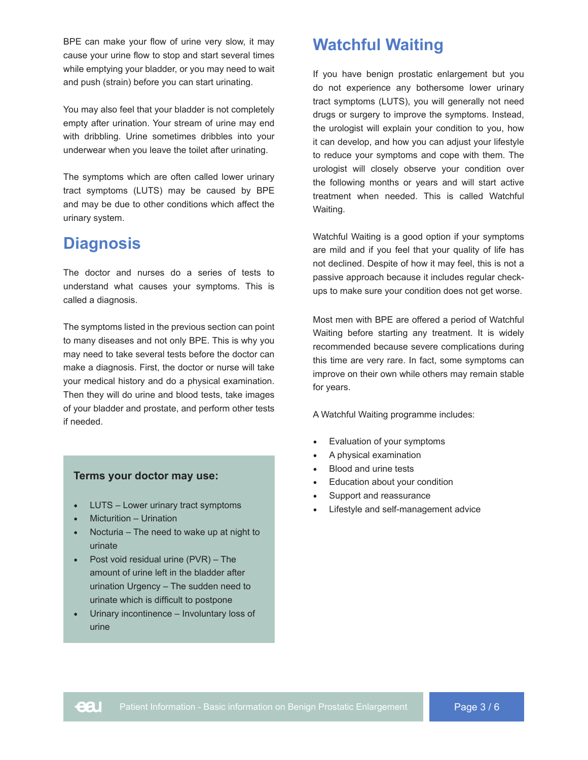BPE can make your flow of urine very slow, it may cause your urine flow to stop and start several times while emptying your bladder, or you may need to wait and push (strain) before you can start urinating.

You may also feel that your bladder is not completely empty after urination. Your stream of urine may end with dribbling. Urine sometimes dribbles into your underwear when you leave the toilet after urinating.

The symptoms which are often called lower urinary tract symptoms (LUTS) may be caused by BPE and may be due to other conditions which affect the urinary system.

## Diagnosis

The doctor and nurses do a series of tests to understand what causes your symptoms. This is called a diagnosis.

The symptoms listed in the previous section can point to many diseases and not only BPE. This is why you may need to take several tests before the doctor can make a diagnosis. First, the doctor or nurse will take your medical history and do a physical examination. Then they will do urine and blood tests, take images of your bladder and prostate, and perform other tests if needed.

**Terms your doctor may use:**

- LUTS – Lower urinary tract symptoms
- Micturition – Urination
- Nocturia – The need to wake up at night to urinate
- Post void residual urine (PVR) – The amount of urine left in the bladder after urination Urgency – The sudden need to urinate which is difficult to postpone
- Urinary incontinence – Involuntary loss of urine

## Watchful Waiting

If you have benign prostatic enlargement but you do not experience any bothersome lower urinary tract symptoms (LUTS), you will generally not need drugs or surgery to improve the symptoms. Instead, the urologist will explain your condition to you, how it can develop, and how you can adjust your lifestyle to reduce your symptoms and cope with them. The urologist will closely observe your condition over the following months or years and will start active treatment when needed. This is called Watchful Waiting.

Watchful Waiting is a good option if your symptoms are mild and if you feel that your quality of life has not declined. Despite of how it may feel, this is not a passive approach because it includes regular check-ups to make sure your condition does not get worse.

Most men with BPE are offered a period of Watchful Waiting before starting any treatment. It is widely recommended because severe complications during this time are very rare. In fact, some symptoms can improve on their own while others may remain stable for years.

A Watchful Waiting programme includes:

- Evaluation of your symptoms
- A physical examination
- Blood and urine tests
- Education about your condition
- Support and reassurance
- Lifestyle and self-management advice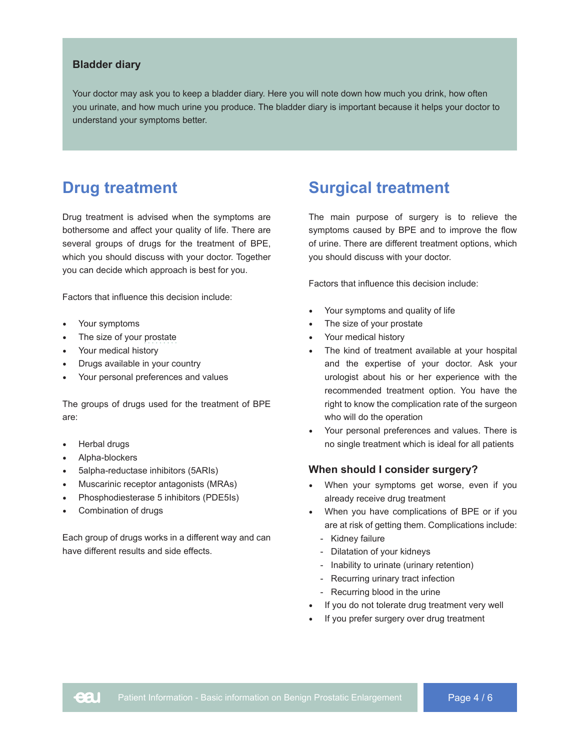### Bladder diary

Your doctor may ask you to keep a bladder diary. Here you will note down how much you drink, how often you urinate, and how much urine you produce. The bladder diary is important because it helps your doctor to understand your symptoms better.

## Drug treatment

Drug treatment is advised when the symptoms are bothersome and affect your quality of life. There are several groups of drugs for the treatment of BPE, which you should discuss with your doctor. Together you can decide which approach is best for you.

Factors that influence this decision include:

- Your symptoms
- The size of your prostate
- Your medical history
- Drugs available in your country
- Your personal preferences and values

The groups of drugs used for the treatment of BPE are:

- Herbal drugs
- Alpha-blockers
- 5alpha-reductase inhibitors (5ARIs)
- Muscarinic receptor antagonists (MRAs)
- Phosphodiesterase 5 inhibitors (PDE5Is)
- Combination of drugs

Each group of drugs works in a different way and can have different results and side effects.

## Surgical treatment

The main purpose of surgery is to relieve the symptoms caused by BPE and to improve the flow of urine. There are different treatment options, which you should discuss with your doctor.

Factors that influence this decision include:

- Your symptoms and quality of life
- The size of your prostate
- Your medical history
- The kind of treatment available at your hospital and the expertise of your doctor. Ask your urologist about his or her experience with the recommended treatment option. You have the right to know the complication rate of the surgeon who will do the operation
- Your personal preferences and values. There is no single treatment which is ideal for all patients

### When should I consider surgery?

- When your symptoms get worse, even if you already receive drug treatment
- When you have complications of BPE or if you are at risk of getting them. Complications include:
  - Kidney failure
  - Dilatation of your kidneys
  - Inability to urinate (urinary retention)
  - Recurring urinary tract infection
  - Recurring blood in the urine
- If you do not tolerate drug treatment very well
- If you prefer surgery over drug treatment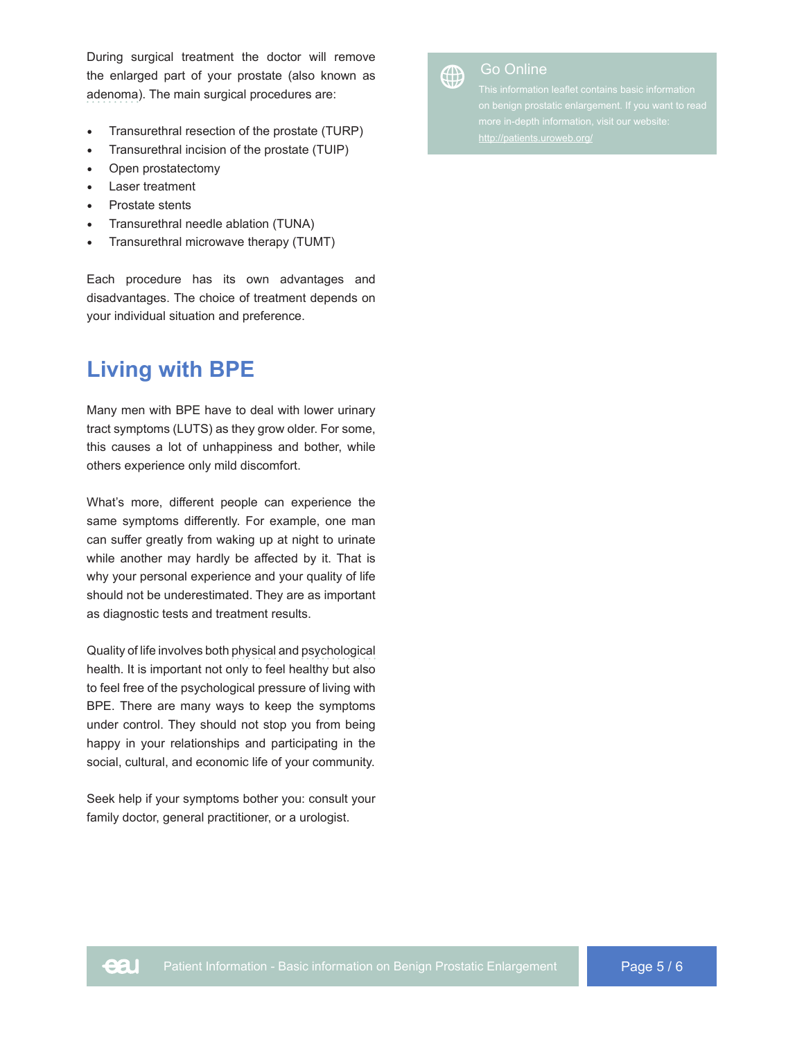During surgical treatment the doctor will remove the enlarged part of your prostate (also known as adenoma). The main surgical procedures are:

- Transurethral resection of the prostate (TURP)
- Transurethral incision of the prostate (TUIP)
- Open prostatectomy
- Laser treatment
- Prostate stents
- Transurethral needle ablation (TUNA)
- Transurethral microwave therapy (TUMT)

Each procedure has its own advantages and disadvantages. The choice of treatment depends on your individual situation and preference.

## Living with BPE

Many men with BPE have to deal with lower urinary tract symptoms (LUTS) as they grow older. For some, this causes a lot of unhappiness and bother, while others experience only mild discomfort.

What's more, different people can experience the same symptoms differently. For example, one man can suffer greatly from waking up at night to urinate while another may hardly be affected by it. That is why your personal experience and your quality of life should not be underestimated. They are as important as diagnostic tests and treatment results.

Quality of life involves both physical and psychological health. It is important not only to feel healthy but also to feel free of the psychological pressure of living with BPE. There are many ways to keep the symptoms under control. They should not stop you from being happy in your relationships and participating in the social, cultural, and economic life of your community.

Seek help if your symptoms bother you: consult your family doctor, general practitioner, or a urologist.

### Go Online

This information leaflet contains basic information on benign prostatic enlargement. If you want to read more in-depth information, visit our website: http://patients.uroweb.org/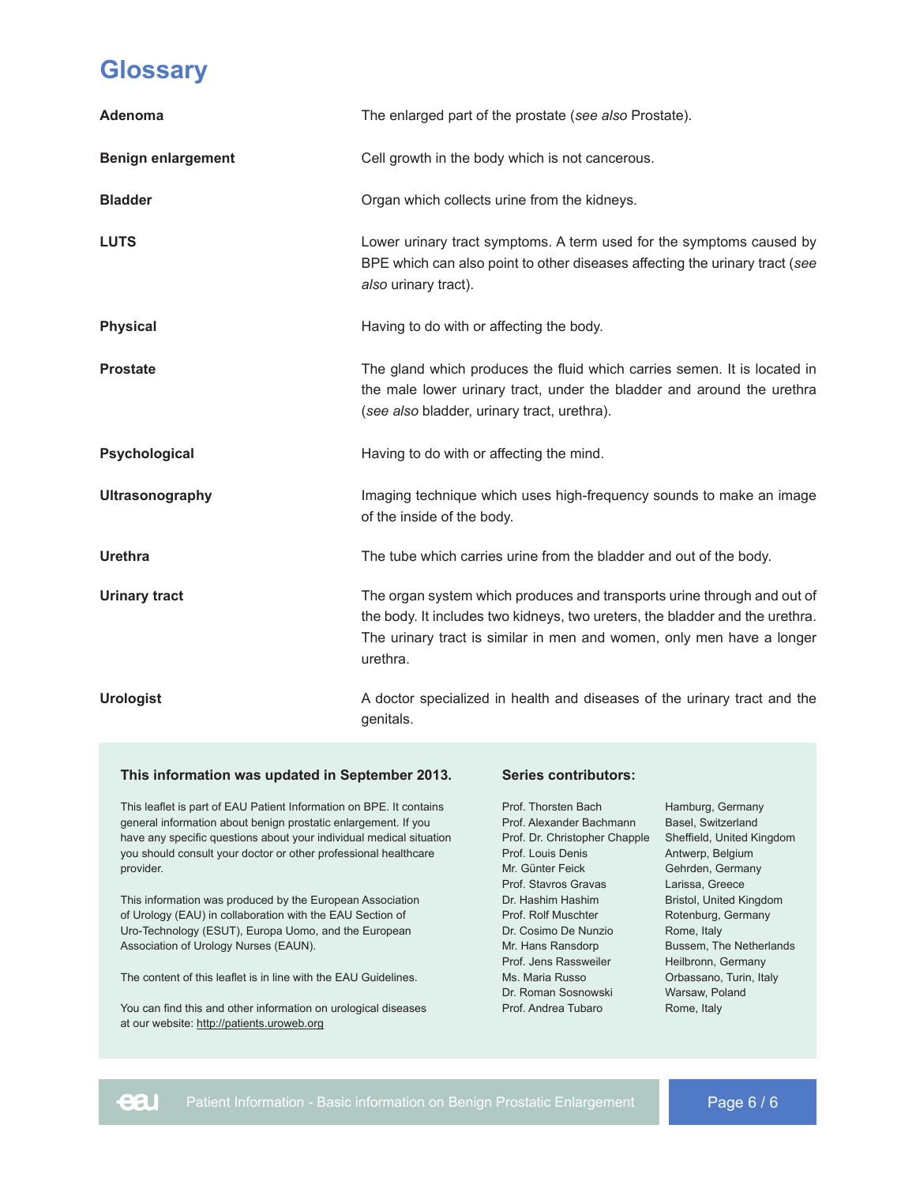# Glossary

| | |
|---|---|
| **Adenoma** | The enlarged part of the prostate (*see also* Prostate). |
| **Benign enlargement** | Cell growth in the body which is not cancerous. |
| **Bladder** | Organ which collects urine from the kidneys. |
| **LUTS** | Lower urinary tract symptoms. A term used for the symptoms caused by BPE which can also point to other diseases affecting the urinary tract (*see also* urinary tract). |
| **Physical** | Having to do with or affecting the body. |
| **Prostate** | The gland which produces the fluid which carries semen. It is located in the male lower urinary tract, under the bladder and around the urethra (*see also* bladder, urinary tract, urethra). |
| **Psychological** | Having to do with or affecting the mind. |
| **Ultrasonography** | Imaging technique which uses high-frequency sounds to make an image of the inside of the body. |
| **Urethra** | The tube which carries urine from the bladder and out of the body. |
| **Urinary tract** | The organ system which produces and transports urine through and out of the body. It includes two kidneys, two ureters, the bladder and the urethra. The urinary tract is similar in men and women, only men have a longer urethra. |
| **Urologist** | A doctor specialized in health and diseases of the urinary tract and the genitals. |

**This information was updated in September 2013.**

This leaflet is part of EAU Patient Information on BPE. It contains general information about benign prostatic enlargement. If you have any specific questions about your individual medical situation you should consult your doctor or other professional healthcare provider.

This information was produced by the European Association of Urology (EAU) in collaboration with the EAU Section of Uro-Technology (ESUT), Europa Uomo, and the European Association of Urology Nurses (EAUN).

The content of this leaflet is in line with the EAU Guidelines.

You can find this and other information on urological diseases at our website: http://patients.uroweb.org

**Series contributors:**

| | |
|---|---|
| Prof. Thorsten Bach | Hamburg, Germany |
| Prof. Alexander Bachmann | Basel, Switzerland |
| Prof. Dr. Christopher Chapple | Sheffield, United Kingdom |
| Prof. Louis Denis | Antwerp, Belgium |
| Mr. Günter Feick | Gehrden, Germany |
| Prof. Stavros Gravas | Larissa, Greece |
| Dr. Hashim Hashim | Bristol, United Kingdom |
| Prof. Rolf Muschter | Rotenburg, Germany |
| Dr. Cosimo De Nunzio | Rome, Italy |
| Mr. Hans Ransdorp | Bussem, The Netherlands |
| Prof. Jens Rassweiler | Heilbronn, Germany |
| Ms. Maria Russo | Orbassano, Turin, Italy |
| Dr. Roman Sosnowski | Warsaw, Poland |
| Prof. Andrea Tubaro | Rome, Italy |